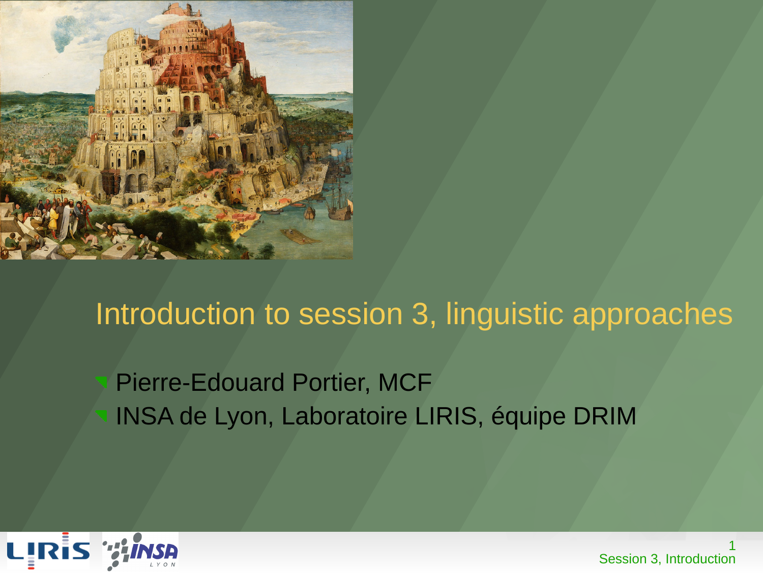# Introduction to session 3, linguistic approaches

- Pierre-Edouard Portier, MCF
- INSA de Lyon, Laboratoire LIRIS, équipe DRIM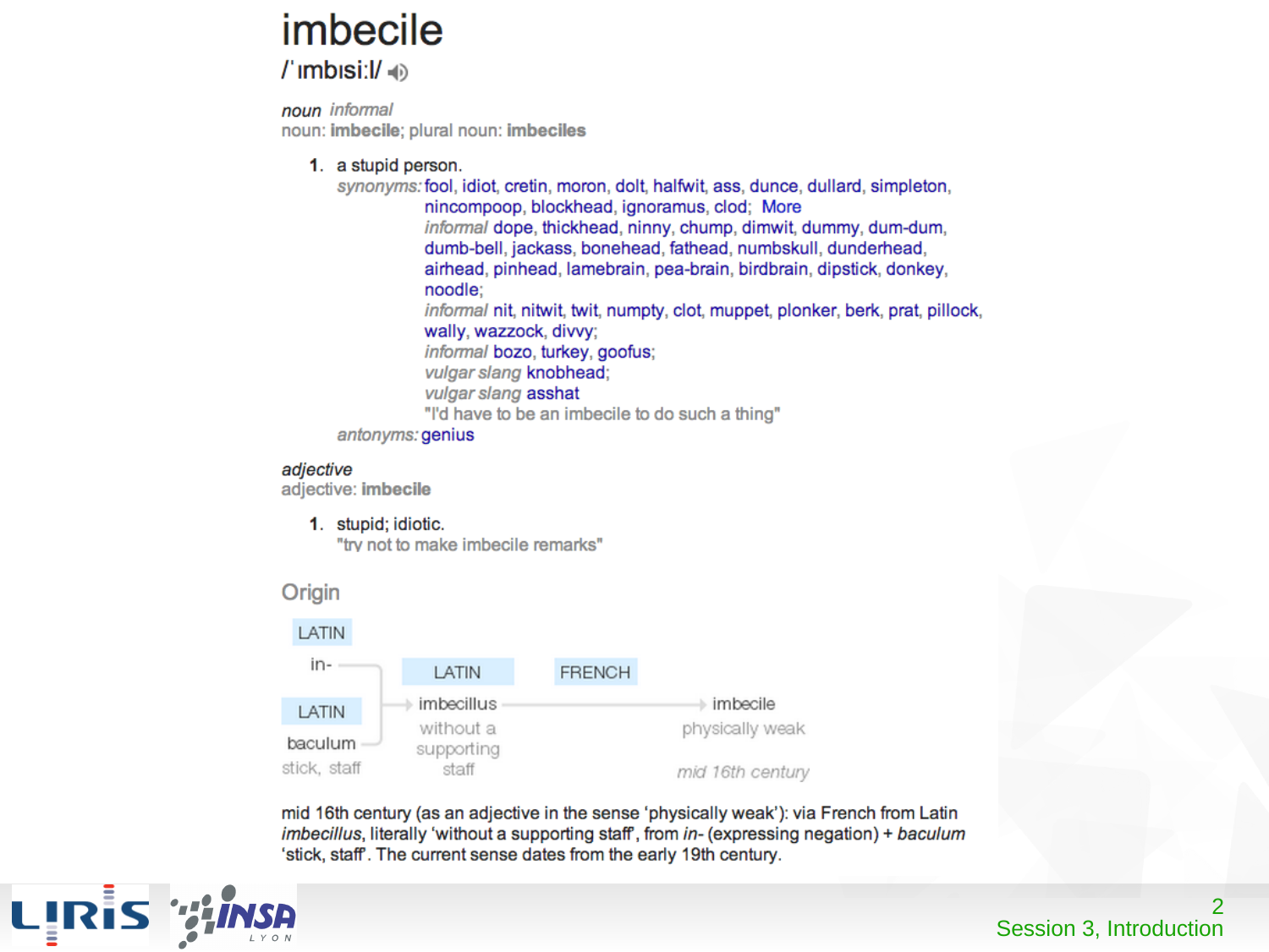# imbecile

/ˈɪmbɪsiːl/

*noun* *informal*
noun: **imbecile**; plural noun: **imbeciles**

1. a stupid person.
   *synonyms:* fool, idiot, cretin, moron, dolt, halfwit, ass, dunce, dullard, simpleton, nincompoop, blockhead, ignoramus, clod; More
   *informal* dope, thickhead, ninny, chump, dimwit, dummy, dum-dum, dumb-bell, jackass, bonehead, fathead, numbskull, dunderhead, airhead, pinhead, lamebrain, pea-brain, birdbrain, dipstick, donkey, noodle;
   *informal* nit, nitwit, twit, numpty, clot, muppet, plonker, berk, prat, pillock, wally, wazzock, divvy;
   *informal* bozo, turkey, goofus;
   *vulgar slang* knobhead;
   *vulgar slang* asshat
   "I'd have to be an imbecile to do such a thing"
   *antonyms:* genius

*adjective*
adjective: **imbecile**

1. stupid; idiotic.
   "try not to make imbecile remarks"

## Origin

LATIN in- + LATIN baculum (stick, staff) → LATIN imbecillus (without a supporting staff) → FRENCH imbecile (physically weak) — mid 16th century

mid 16th century (as an adjective in the sense 'physically weak'): via French from Latin *imbecillus*, literally 'without a supporting staff', from *in-* (expressing negation) + *baculum* 'stick, staff'. The current sense dates from the early 19th century.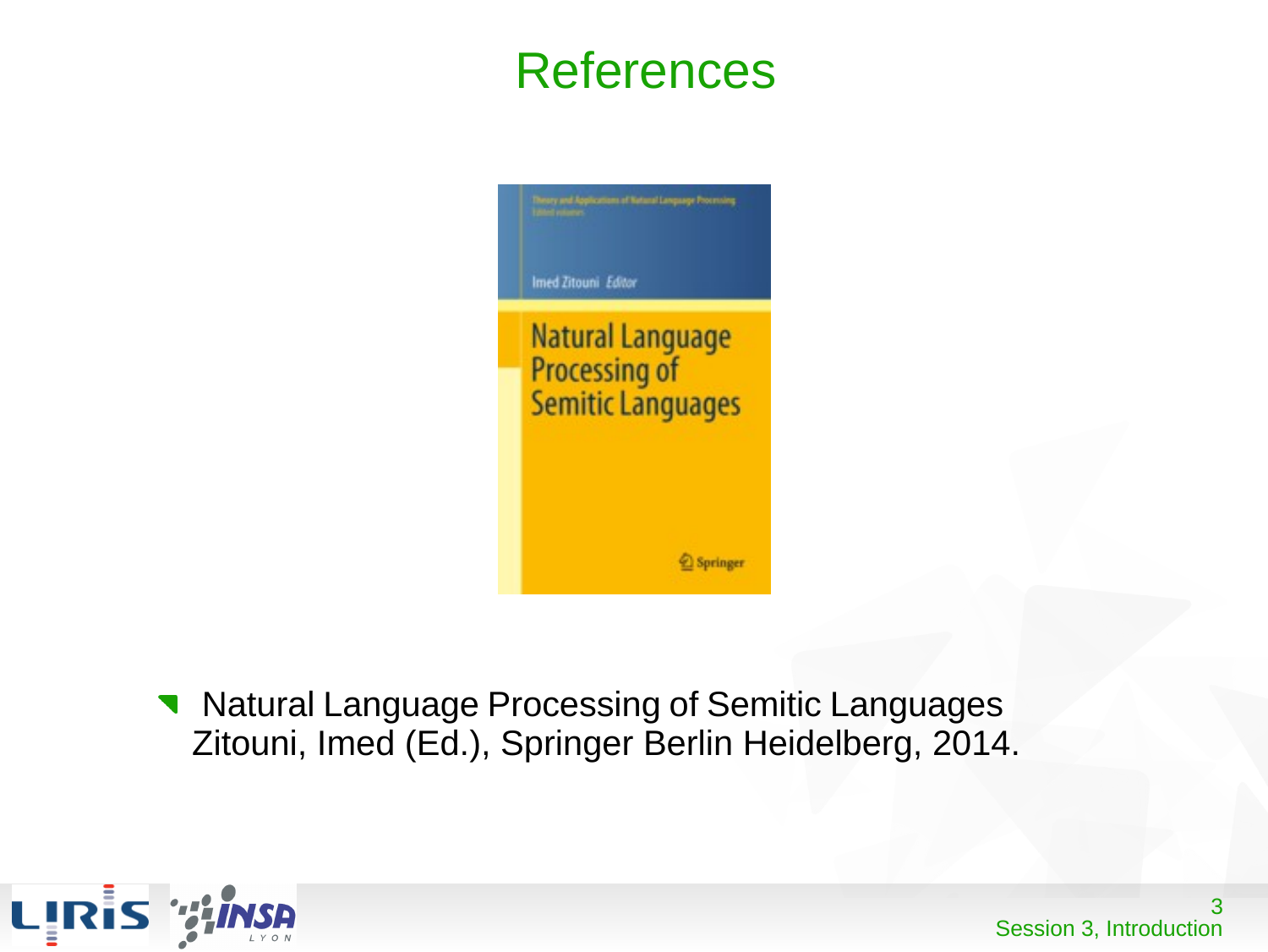# References

- Natural Language Processing of Semitic Languages
  Zitouni, Imed (Ed.), Springer Berlin Heidelberg, 2014.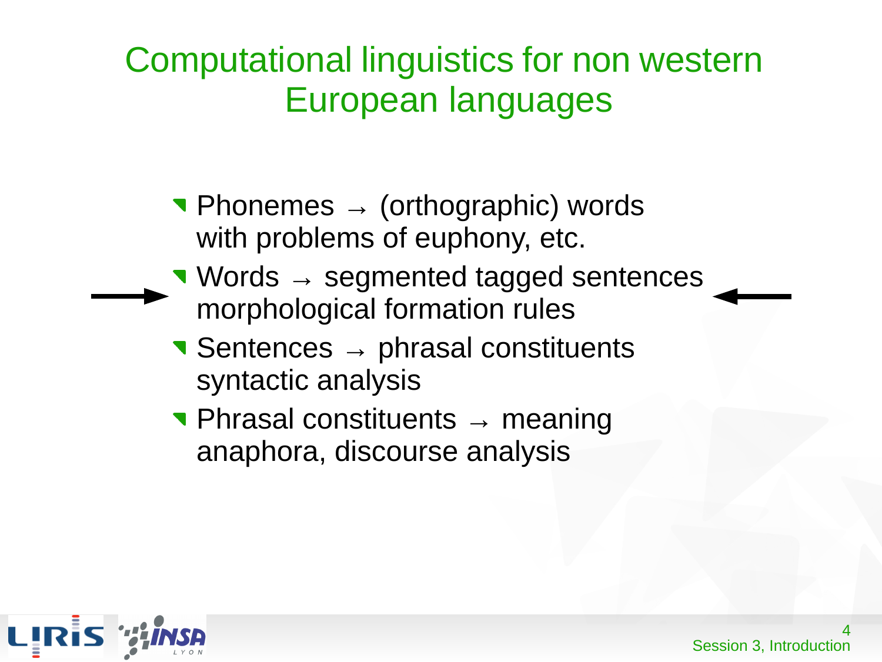# Computational linguistics for non western European languages

- Phonemes → (orthographic) words
  with problems of euphony, etc.
- Words → segmented tagged sentences
  morphological formation rules
- Sentences → phrasal constituents
  syntactic analysis
- Phrasal constituents → meaning
  anaphora, discourse analysis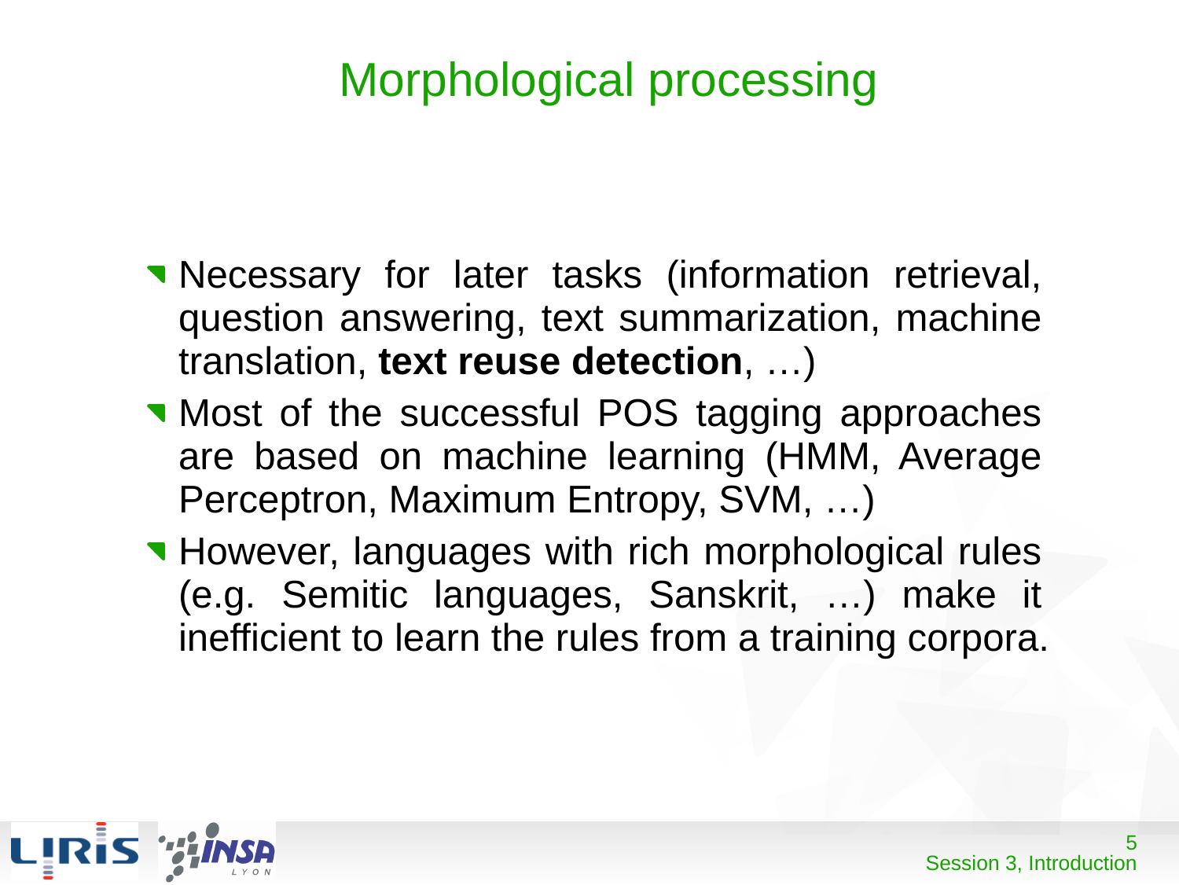# Morphological processing

- Necessary for later tasks (information retrieval, question answering, text summarization, machine translation, **text reuse detection**, …)
- Most of the successful POS tagging approaches are based on machine learning (HMM, Average Perceptron, Maximum Entropy, SVM, …)
- However, languages with rich morphological rules (e.g. Semitic languages, Sanskrit, …) make it inefficient to learn the rules from a training corpora.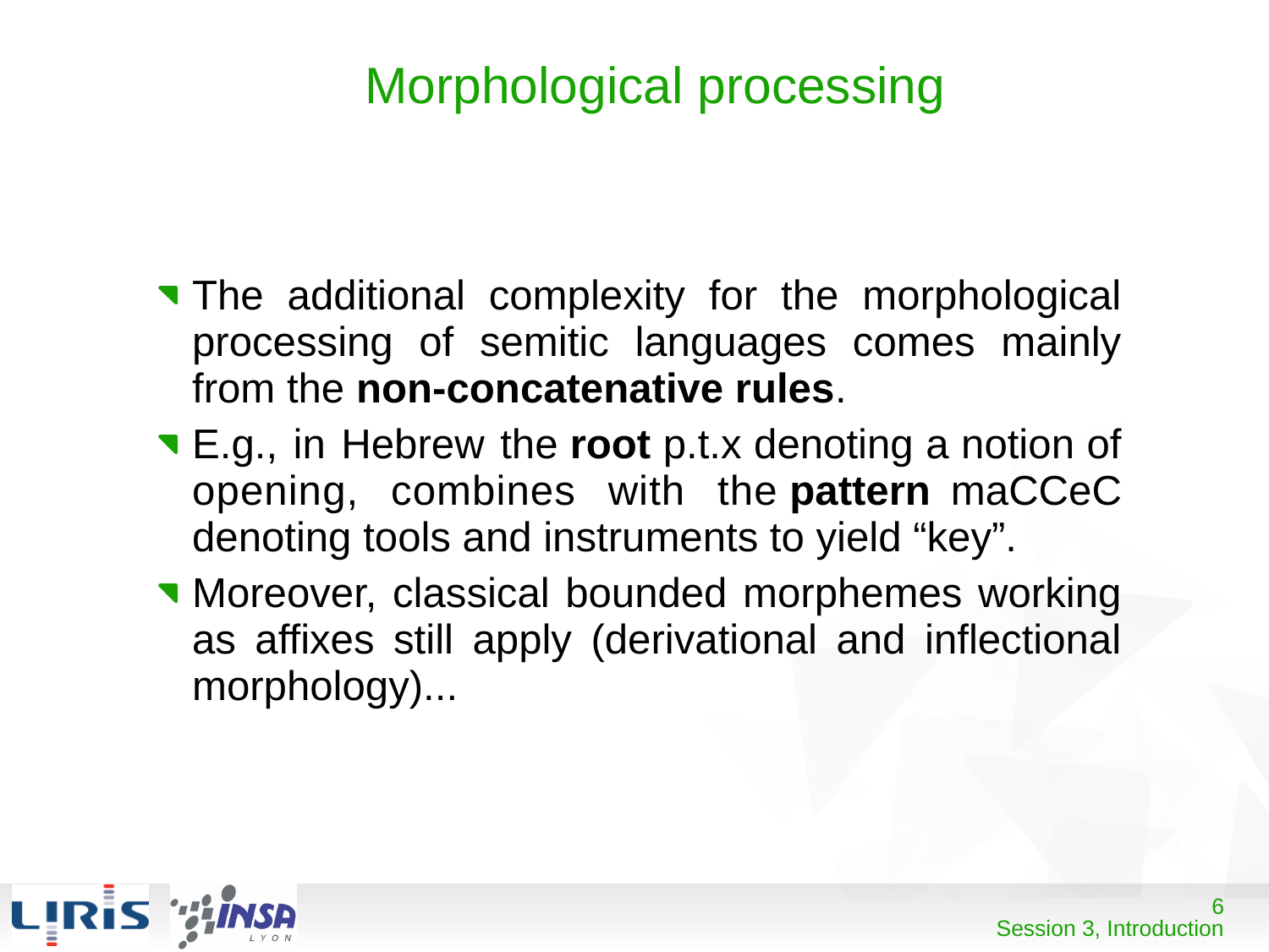# Morphological processing

- The additional complexity for the morphological processing of semitic languages comes mainly from the **non-concatenative rules**.
- E.g., in Hebrew the **root** p.t.x denoting a notion of opening, combines with the **pattern** maCCeC denoting tools and instruments to yield "key".
- Moreover, classical bounded morphemes working as affixes still apply (derivational and inflectional morphology)...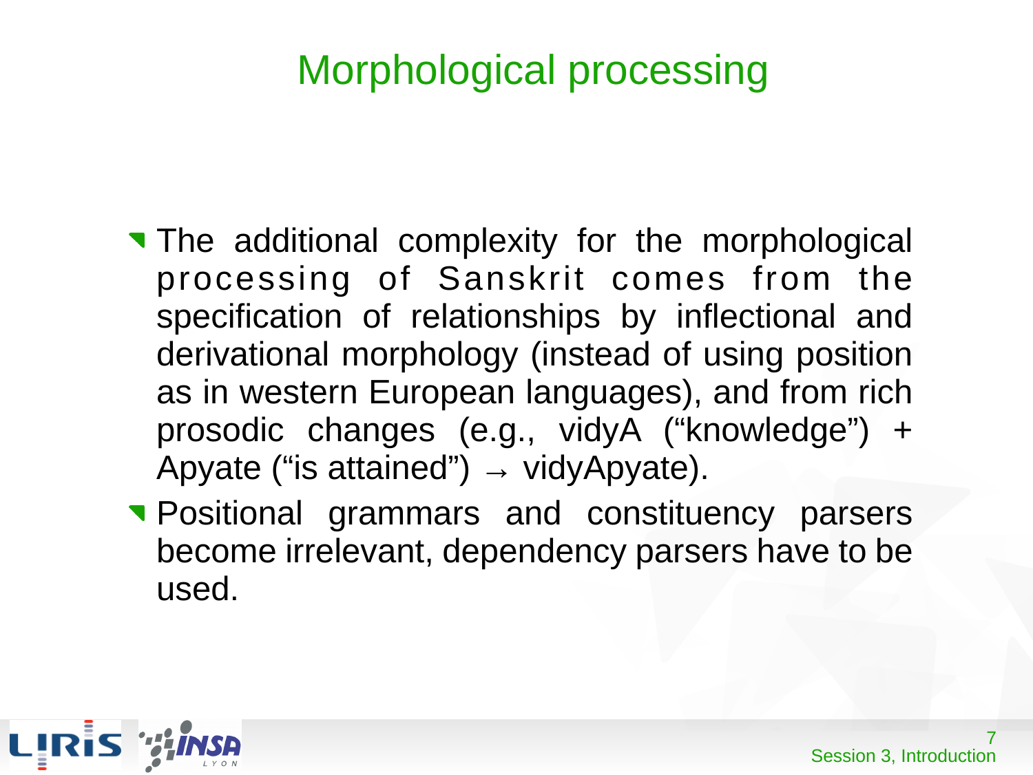# Morphological processing

- The additional complexity for the morphological processing of Sanskrit comes from the specification of relationships by inflectional and derivational morphology (instead of using position as in western European languages), and from rich prosodic changes (e.g., vidyA ("knowledge") + Apyate ("is attained") → vidyApyate).
- Positional grammars and constituency parsers become irrelevant, dependency parsers have to be used.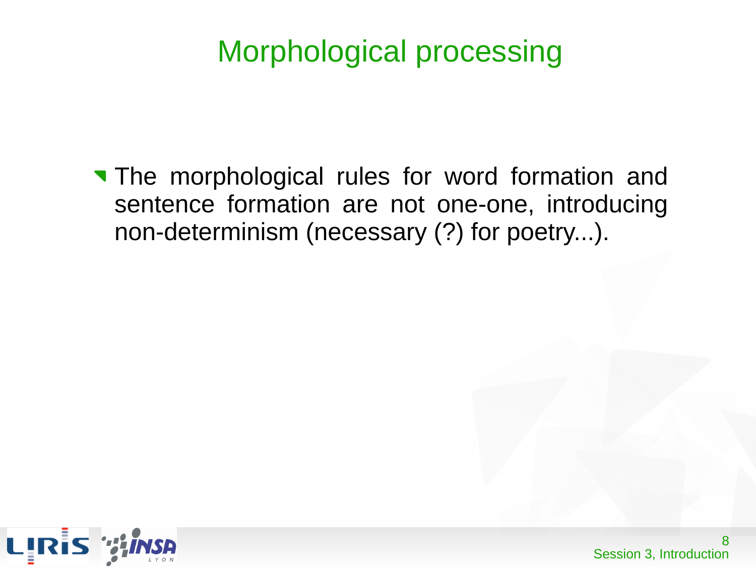# Morphological processing

- The morphological rules for word formation and sentence formation are not one-one, introducing non-determinism (necessary (?) for poetry...).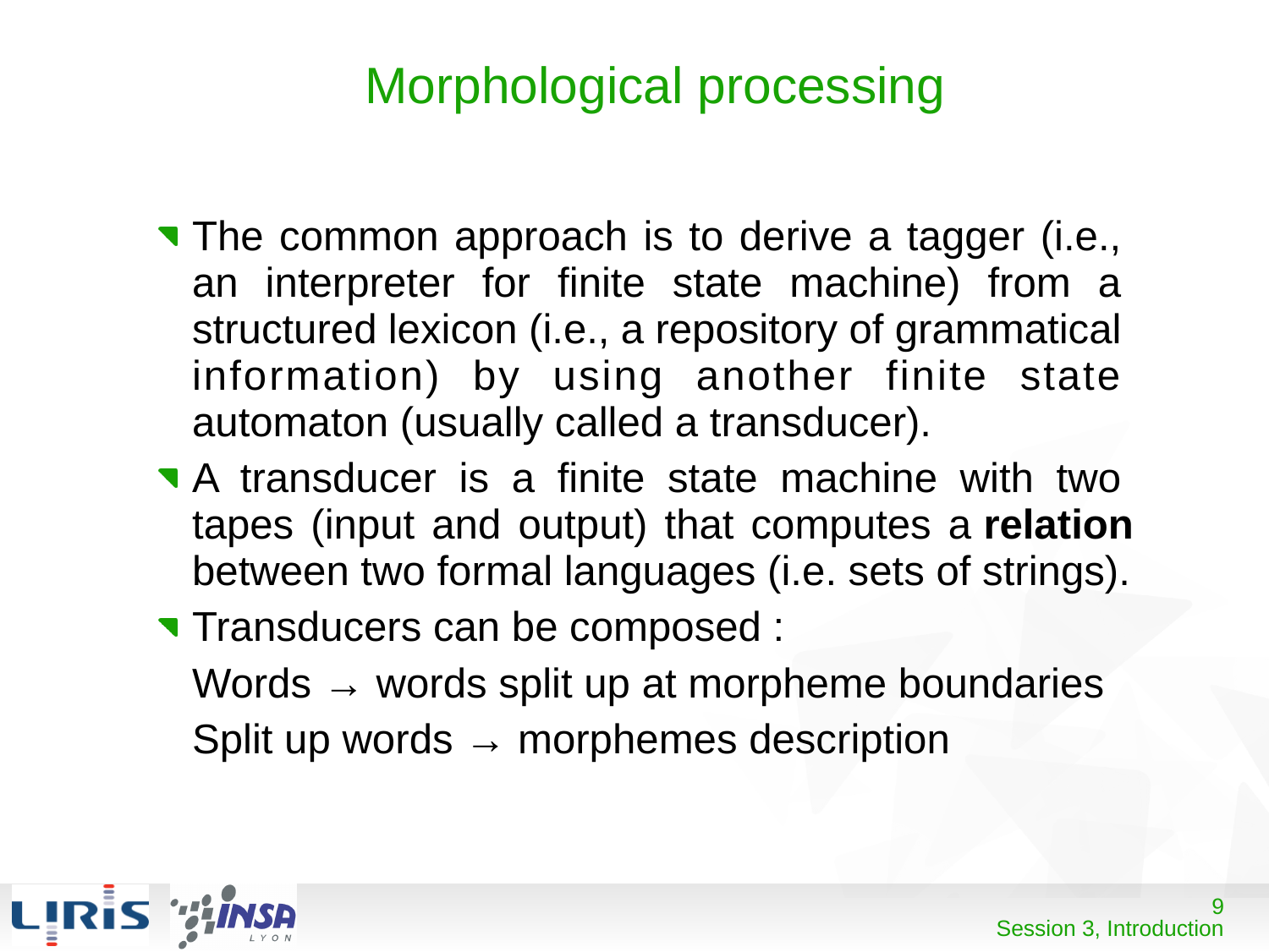# Morphological processing

- The common approach is to derive a tagger (i.e., an interpreter for finite state machine) from a structured lexicon (i.e., a repository of grammatical information) by using another finite state automaton (usually called a transducer).
- A transducer is a finite state machine with two tapes (input and output) that computes a **relation** between two formal languages (i.e. sets of strings).
- Transducers can be composed :

  Words → words split up at morpheme boundaries

  Split up words → morphemes description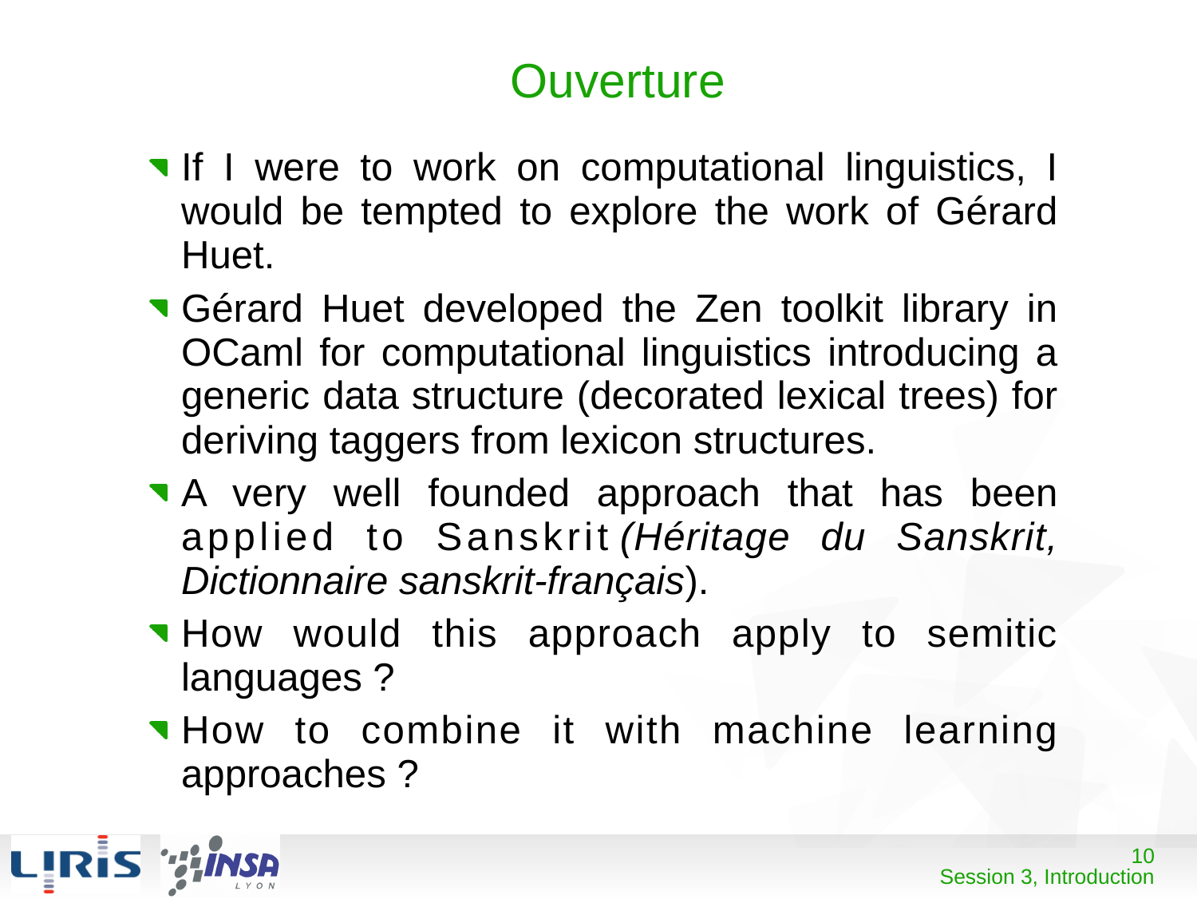# Ouverture

- If I were to work on computational linguistics, I would be tempted to explore the work of Gérard Huet.
- Gérard Huet developed the Zen toolkit library in OCaml for computational linguistics introducing a generic data structure (decorated lexical trees) for deriving taggers from lexicon structures.
- A very well founded approach that has been applied to Sanskrit *(Héritage du Sanskrit, Dictionnaire sanskrit-français*).
- How would this approach apply to semitic languages ?
- How to combine it with machine learning approaches ?